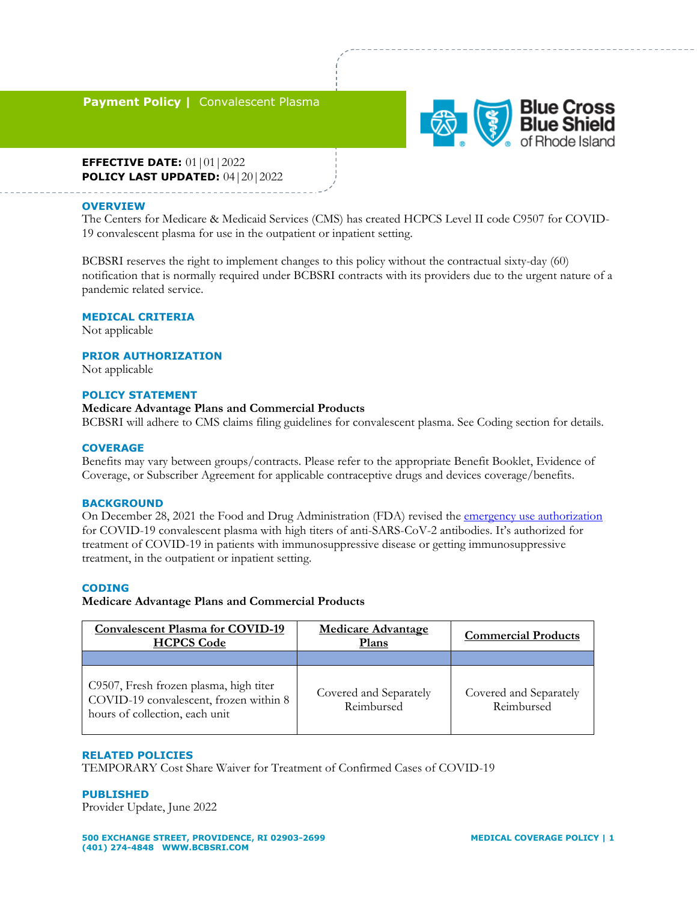**Payment Policy |** Convalescent Plasma

**EFFECTIVE DATE:** 01|01|2022
**POLICY LAST UPDATED:** 04|20|2022

## OVERVIEW

The Centers for Medicare & Medicaid Services (CMS) has created HCPCS Level II code C9507 for COVID-19 convalescent plasma for use in the outpatient or inpatient setting.

BCBSRI reserves the right to implement changes to this policy without the contractual sixty-day (60) notification that is normally required under BCBSRI contracts with its providers due to the urgent nature of a pandemic related service.

## MEDICAL CRITERIA

Not applicable

## PRIOR AUTHORIZATION

Not applicable

## POLICY STATEMENT

**Medicare Advantage Plans and Commercial Products**

BCBSRI will adhere to CMS claims filing guidelines for convalescent plasma. See Coding section for details.

## COVERAGE

Benefits may vary between groups/contracts. Please refer to the appropriate Benefit Booklet, Evidence of Coverage, or Subscriber Agreement for applicable contraceptive drugs and devices coverage/benefits.

## BACKGROUND

On December 28, 2021 the Food and Drug Administration (FDA) revised the emergency use authorization for COVID-19 convalescent plasma with high titers of anti-SARS-CoV-2 antibodies. It's authorized for treatment of COVID-19 in patients with immunosuppressive disease or getting immunosuppressive treatment, in the outpatient or inpatient setting.

## CODING

**Medicare Advantage Plans and Commercial Products**

| Convalescent Plasma for COVID-19 HCPCS Code | Medicare Advantage Plans | Commercial Products |
|---|---|---|
| | | |
| C9507, Fresh frozen plasma, high titer COVID-19 convalescent, frozen within 8 hours of collection, each unit | Covered and Separately Reimbursed | Covered and Separately Reimbursed |

## RELATED POLICIES

TEMPORARY Cost Share Waiver for Treatment of Confirmed Cases of COVID-19

## PUBLISHED

Provider Update, June 2022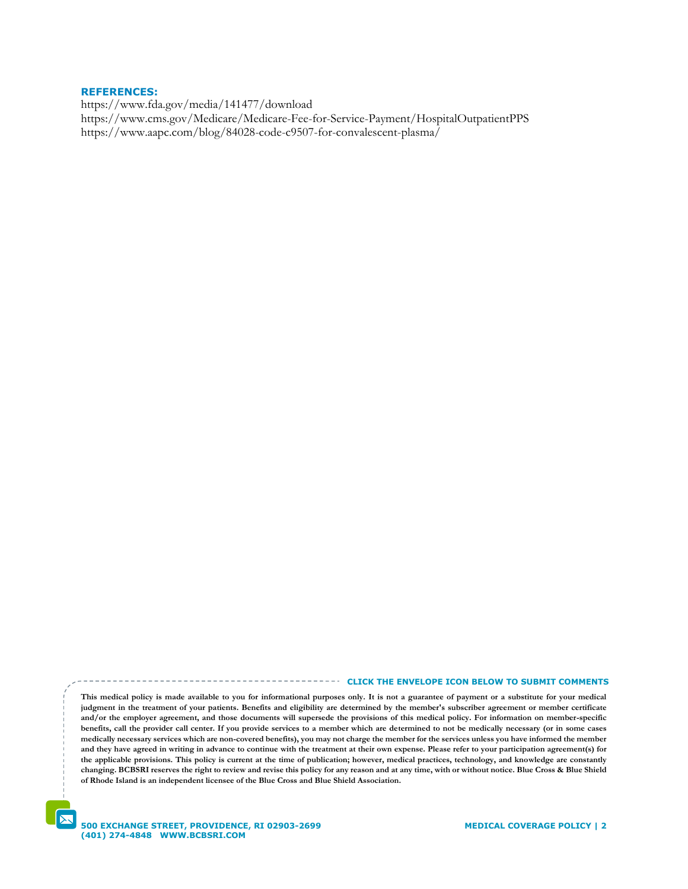## REFERENCES:

https://www.fda.gov/media/141477/download
https://www.cms.gov/Medicare/Medicare-Fee-for-Service-Payment/HospitalOutpatientPPS
https://www.aapc.com/blog/84028-code-c9507-for-convalescent-plasma/

CLICK THE ENVELOPE ICON BELOW TO SUBMIT COMMENTS

**This medical policy is made available to you for informational purposes only. It is not a guarantee of payment or a substitute for your medical judgment in the treatment of your patients. Benefits and eligibility are determined by the member's subscriber agreement or member certificate and/or the employer agreement, and those documents will supersede the provisions of this medical policy. For information on member-specific benefits, call the provider call center. If you provide services to a member which are determined to not be medically necessary (or in some cases medically necessary services which are non-covered benefits), you may not charge the member for the services unless you have informed the member and they have agreed in writing in advance to continue with the treatment at their own expense. Please refer to your participation agreement(s) for the applicable provisions. This policy is current at the time of publication; however, medical practices, technology, and knowledge are constantly changing. BCBSRI reserves the right to review and revise this policy for any reason and at any time, with or without notice. Blue Cross & Blue Shield of Rhode Island is an independent licensee of the Blue Cross and Blue Shield Association.**

500 EXCHANGE STREET, PROVIDENCE, RI 02903-2699
(401) 274-4848 WWW.BCBSRI.COM